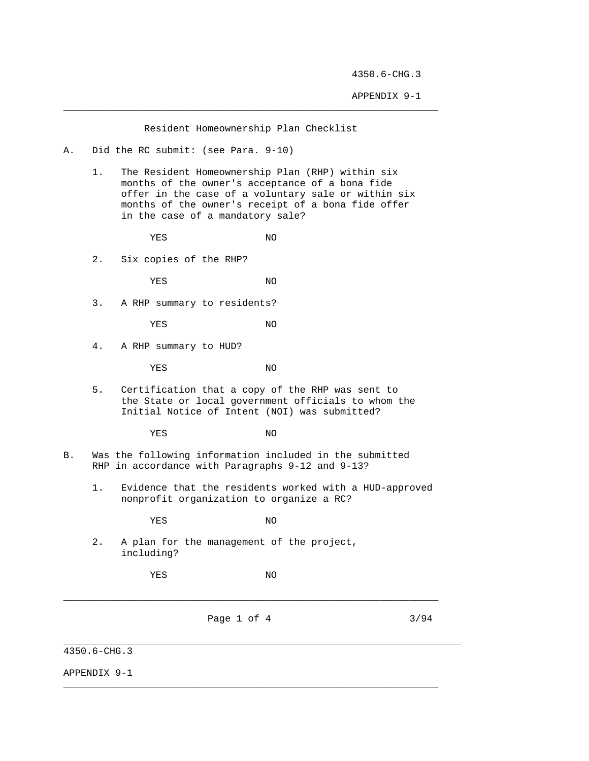# Resident Homeownership Plan Checklist

A. Did the RC submit: (see Para. 9-10)

1. The Resident Homeownership Plan (RHP) within six months of the owner's acceptance of a bona fide offer in the case of a voluntary sale or within six months of the owner's receipt of a bona fide offer in the case of a mandatory sale?

   YES NO

2. Six copies of the RHP?

   YES NO

3. A RHP summary to residents?

   YES NO

4. A RHP summary to HUD?

   YES NO

5. Certification that a copy of the RHP was sent to the State or local government officials to whom the Initial Notice of Intent (NOI) was submitted?

   YES NO

B. Was the following information included in the submitted RHP in accordance with Paragraphs 9-12 and 9-13?

1. Evidence that the residents worked with a HUD-approved nonprofit organization to organize a RC?

   YES NO

2. A plan for the management of the project, including?

   YES NO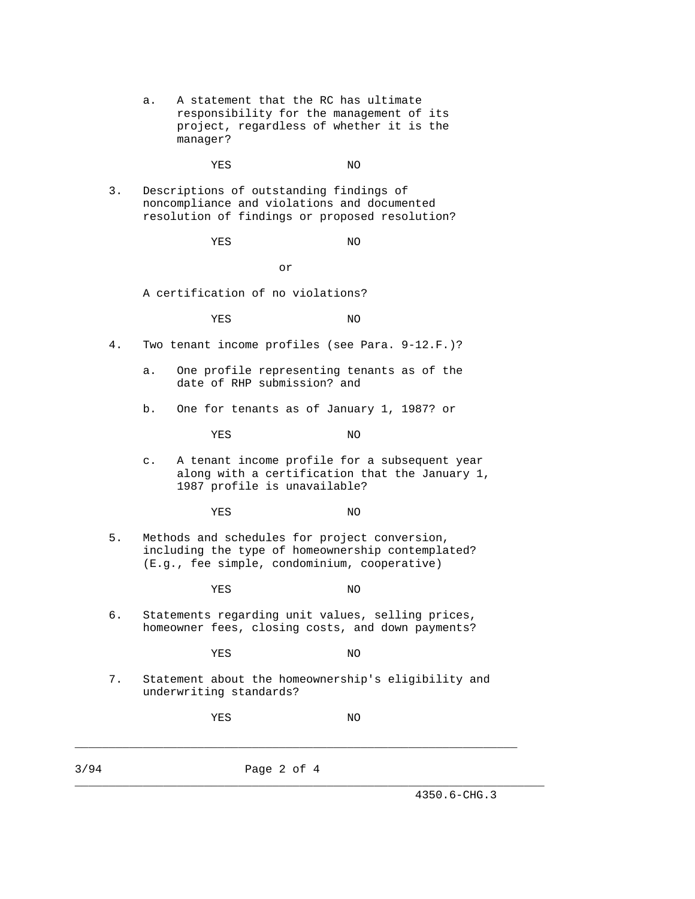a. A statement that the RC has ultimate responsibility for the management of its project, regardless of whether it is the manager?

YES NO

3. Descriptions of outstanding findings of noncompliance and violations and documented resolution of findings or proposed resolution?

YES NO

or

A certification of no violations?

YES NO

4. Two tenant income profiles (see Para. 9-12.F.)?

a. One profile representing tenants as of the date of RHP submission? and

b. One for tenants as of January 1, 1987? or

YES NO

c. A tenant income profile for a subsequent year along with a certification that the January 1, 1987 profile is unavailable?

YES NO

5. Methods and schedules for project conversion, including the type of homeownership contemplated? (E.g., fee simple, condominium, cooperative)

YES NO

6. Statements regarding unit values, selling prices, homeowner fees, closing costs, and down payments?

YES NO

7. Statement about the homeownership's eligibility and underwriting standards?

YES NO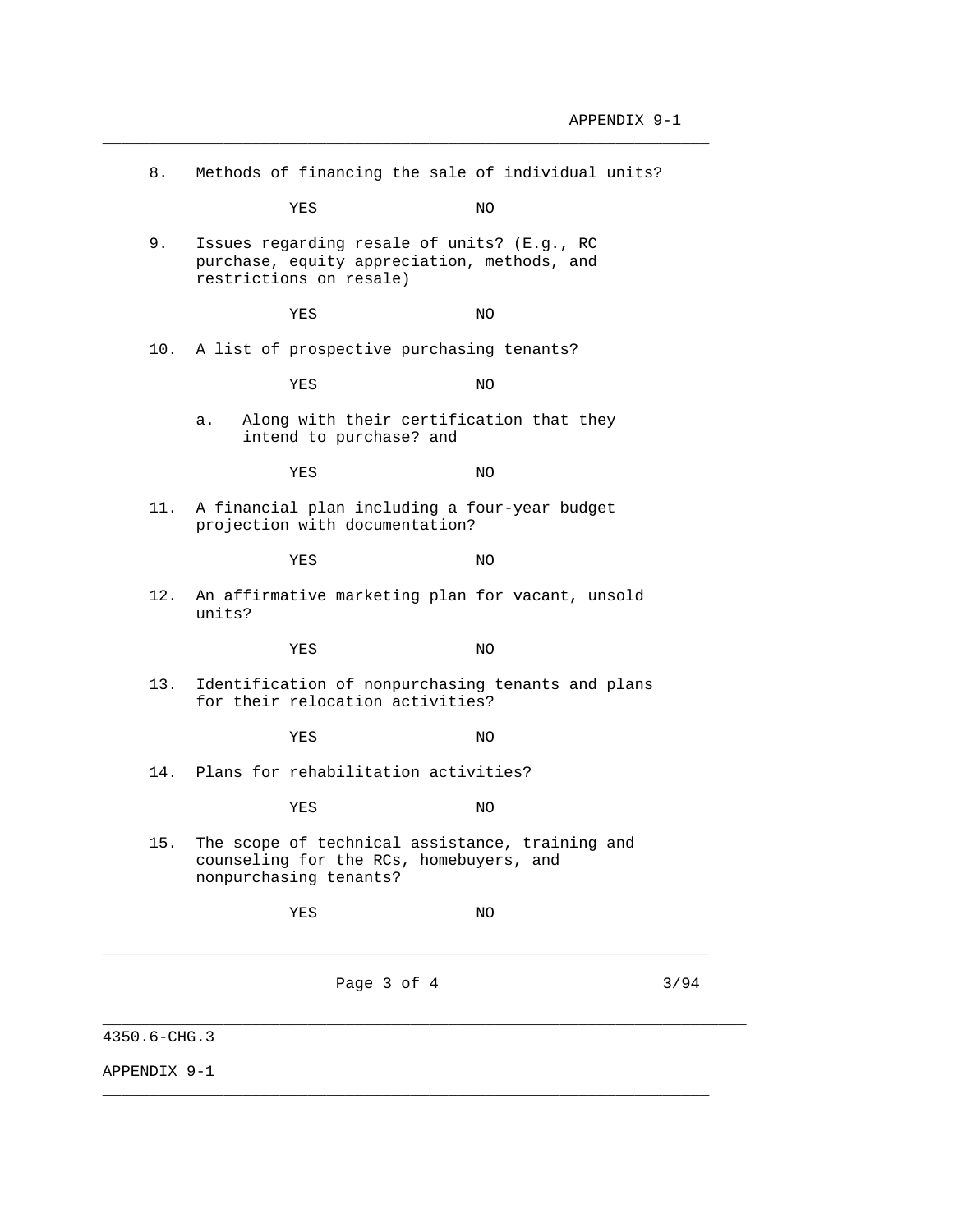8. Methods of financing the sale of individual units?

   YES NO

9. Issues regarding resale of units? (E.g., RC purchase, equity appreciation, methods, and restrictions on resale)

   YES NO

10. A list of prospective purchasing tenants?

    YES NO

    a. Along with their certification that they intend to purchase? and

       YES NO

11. A financial plan including a four-year budget projection with documentation?

    YES NO

12. An affirmative marketing plan for vacant, unsold units?

    YES NO

13. Identification of nonpurchasing tenants and plans for their relocation activities?

    YES NO

14. Plans for rehabilitation activities?

    YES NO

15. The scope of technical assistance, training and counseling for the RCs, homebuyers, and nonpurchasing tenants?

    YES NO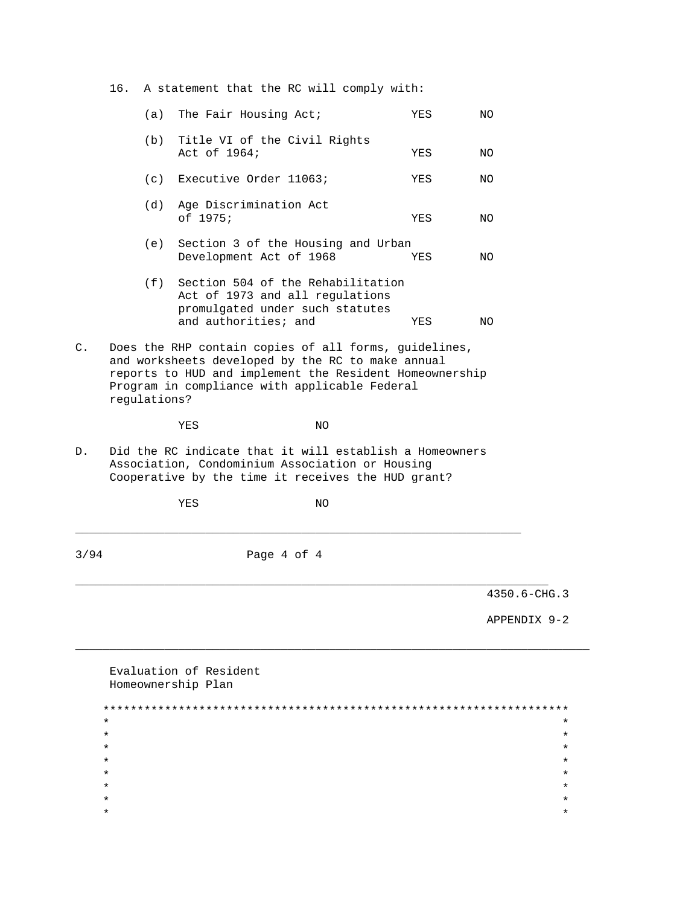16. A statement that the RC will comply with:

    (a) The Fair Housing Act; YES NO

    (b) Title VI of the Civil Rights Act of 1964; YES NO

    (c) Executive Order 11063; YES NO

    (d) Age Discrimination Act of 1975; YES NO

    (e) Section 3 of the Housing and Urban Development Act of 1968 YES NO

    (f) Section 504 of the Rehabilitation Act of 1973 and all regulations promulgated under such statutes and authorities; and YES NO

C. Does the RHP contain copies of all forms, guidelines, and worksheets developed by the RC to make annual reports to HUD and implement the Resident Homeownership Program in compliance with applicable Federal regulations?

    YES NO

D. Did the RC indicate that it will establish a Homeowners Association, Condominium Association or Housing Cooperative by the time it receives the HUD grant?

    YES NO

---

4350.6-CHG.3

APPENDIX 9-2

---

Evaluation of Resident Homeownership Plan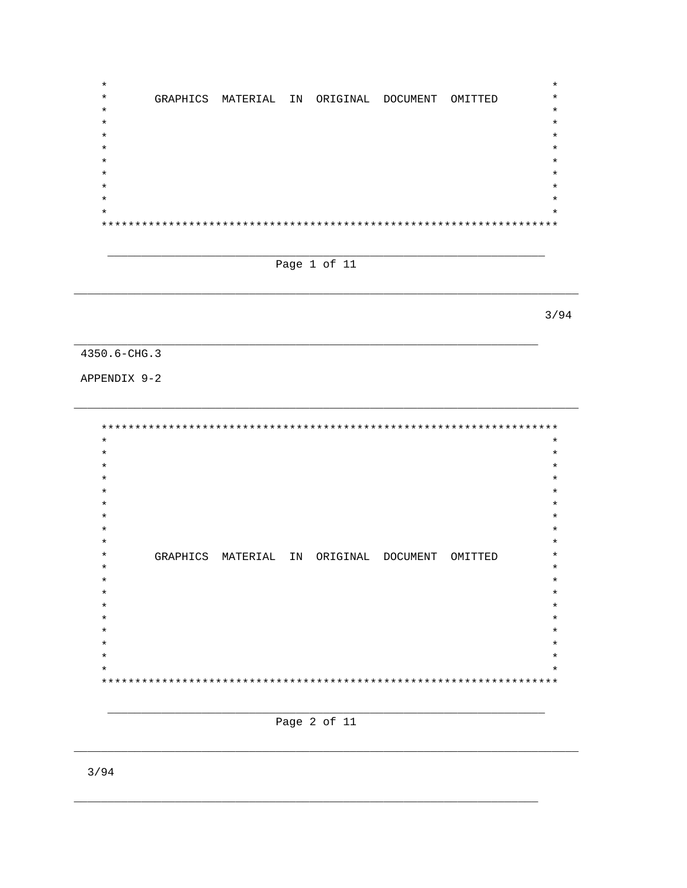GRAPHICS MATERIAL IN ORIGINAL DOCUMENT OMITTED

4350.6-CHG.3

APPENDIX 9-2

GRAPHICS MATERIAL IN ORIGINAL DOCUMENT OMITTED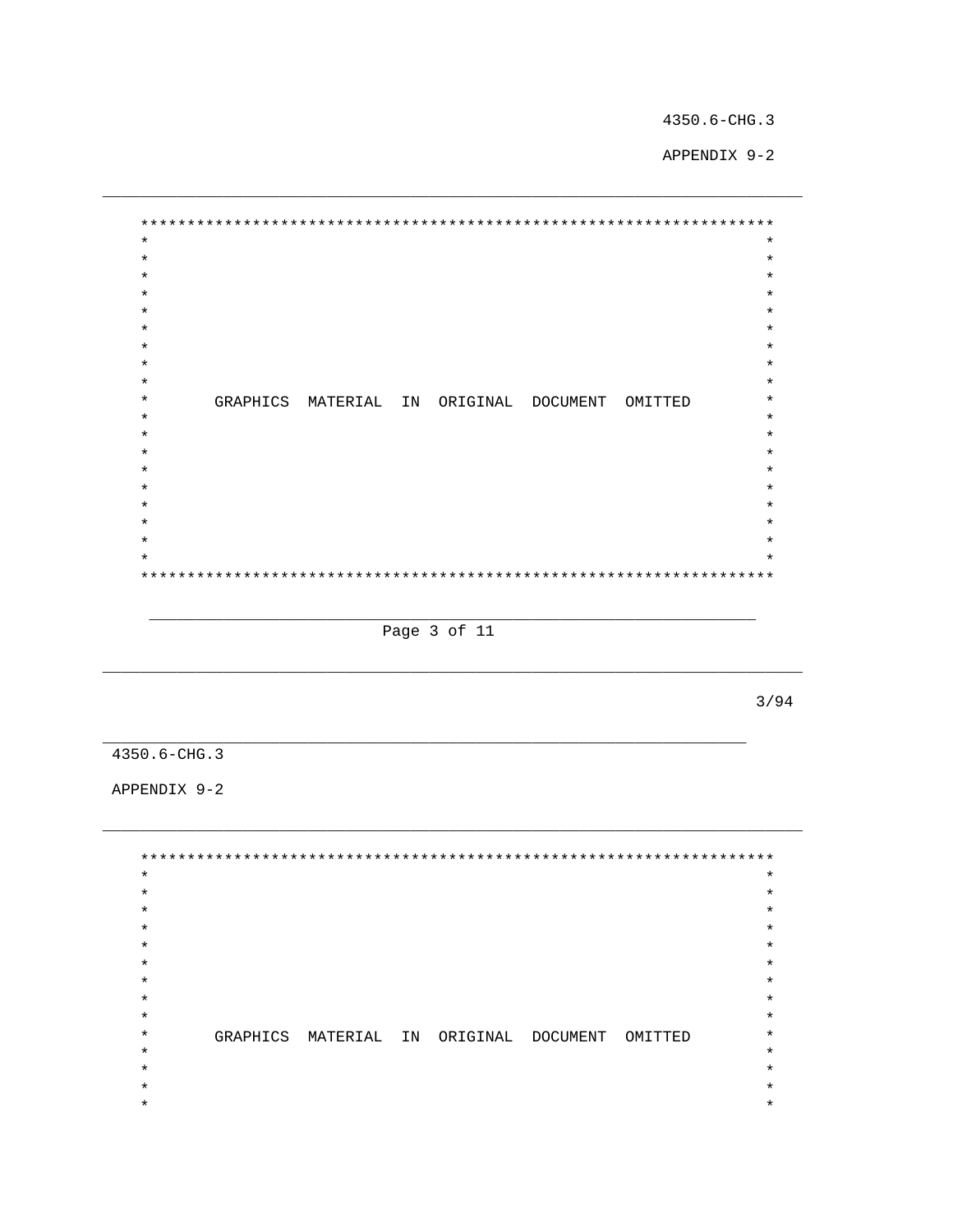GRAPHICS MATERIAL IN ORIGINAL DOCUMENT OMITTED

GRAPHICS MATERIAL IN ORIGINAL DOCUMENT OMITTED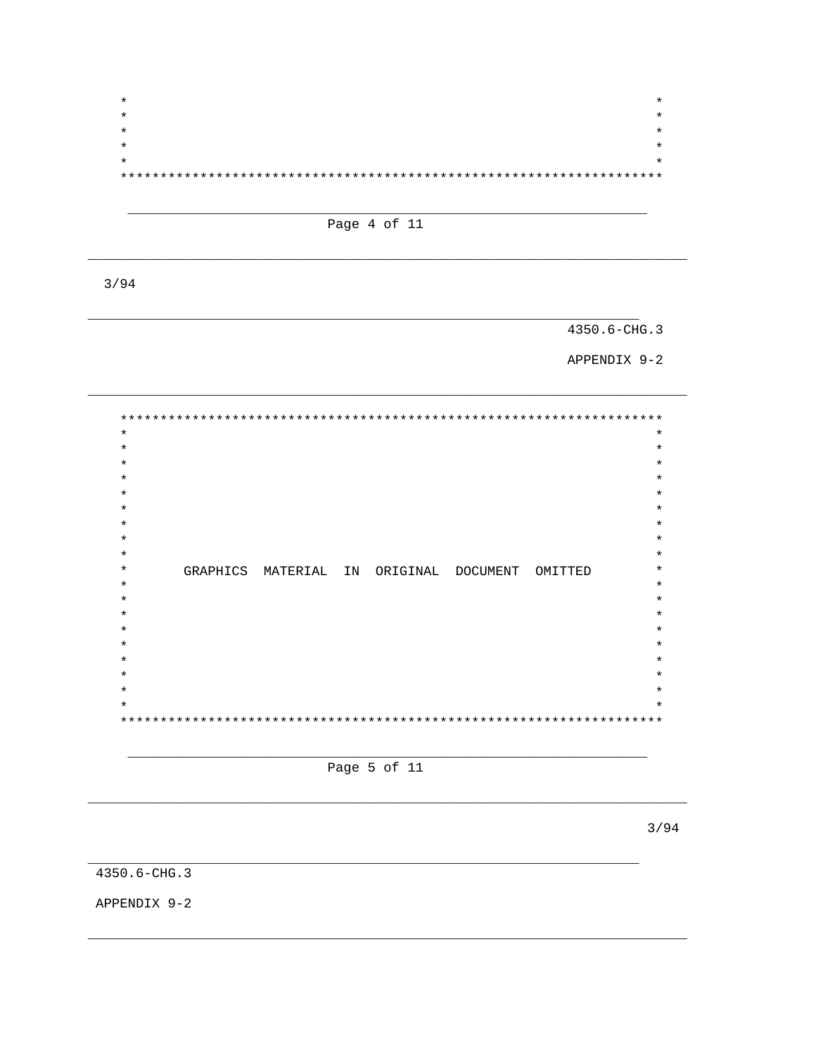GRAPHICS MATERIAL IN ORIGINAL DOCUMENT OMITTED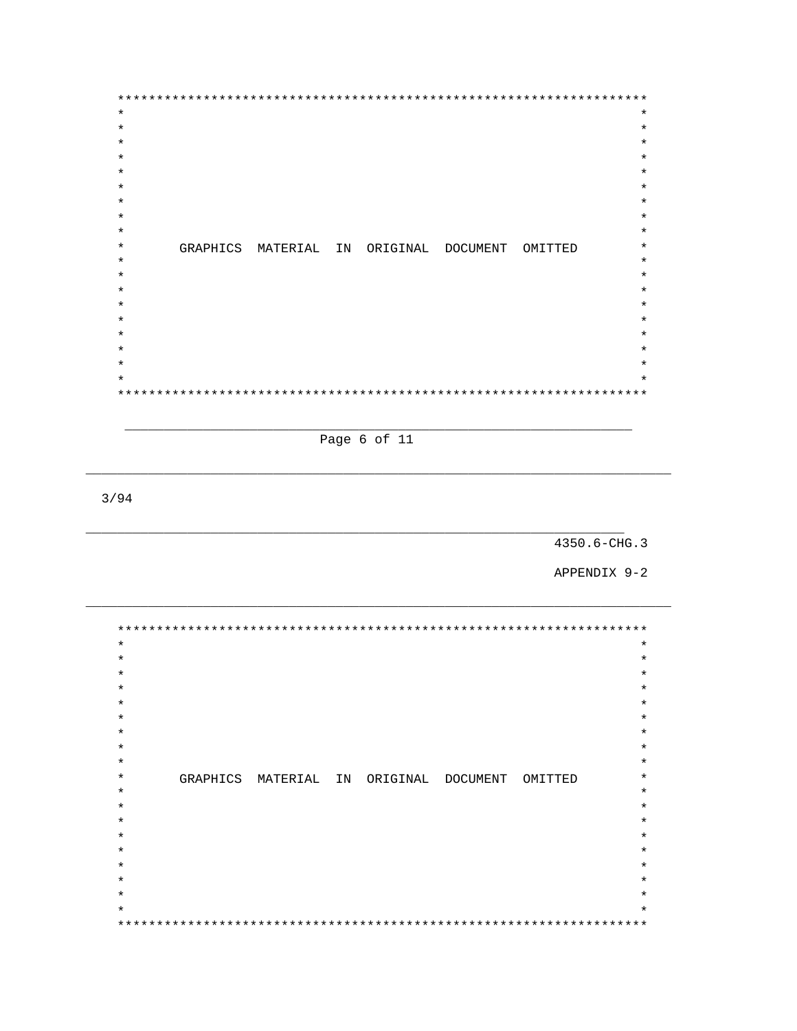GRAPHICS MATERIAL IN ORIGINAL DOCUMENT OMITTED

3/94

4350.6-CHG.3

APPENDIX 9-2

GRAPHICS MATERIAL IN ORIGINAL DOCUMENT OMITTED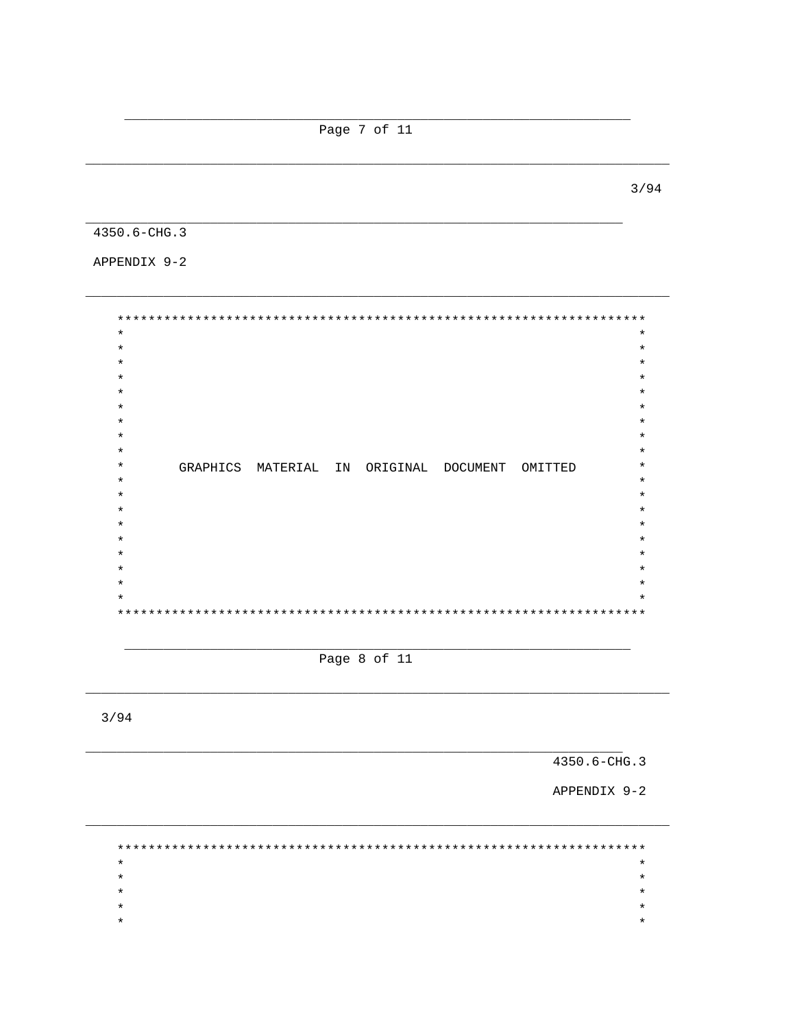```
*******************************************************************
*                                                                 *
*                                                                 *
*                                                                 *
*                                                                 *
*                                                                 *
*                                                                 *
*                                                                 *
*                                                                 *
*                                                                 *
*      GRAPHICS  MATERIAL  IN  ORIGINAL  DOCUMENT  OMITTED        *
*                                                                 *
*                                                                 *
*                                                                 *
*                                                                 *
*                                                                 *
*                                                                 *
*                                                                 *
*                                                                 *
*                                                                 *
*******************************************************************
```

```
*******************************************************************
*                                                                 *
*                                                                 *
*                                                                 *
*                                                                 *
*                                                                 *
```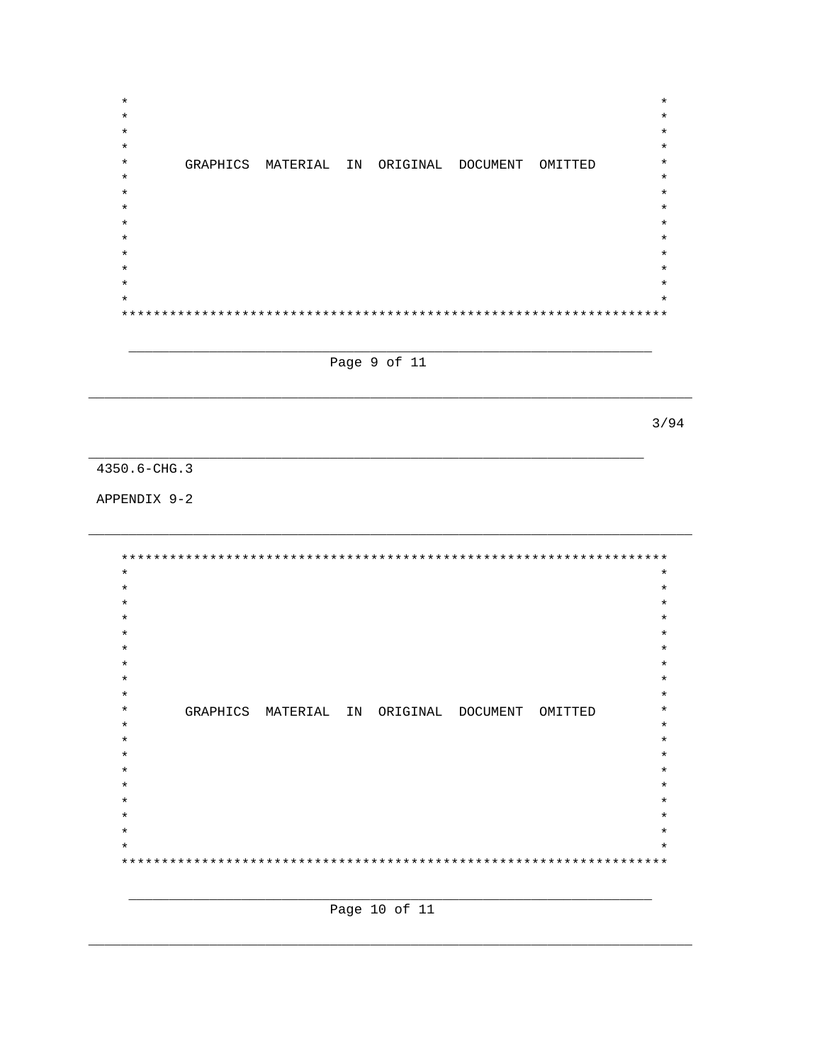GRAPHICS MATERIAL IN ORIGINAL DOCUMENT OMITTED

4350.6-CHG.3

APPENDIX 9-2

GRAPHICS MATERIAL IN ORIGINAL DOCUMENT OMITTED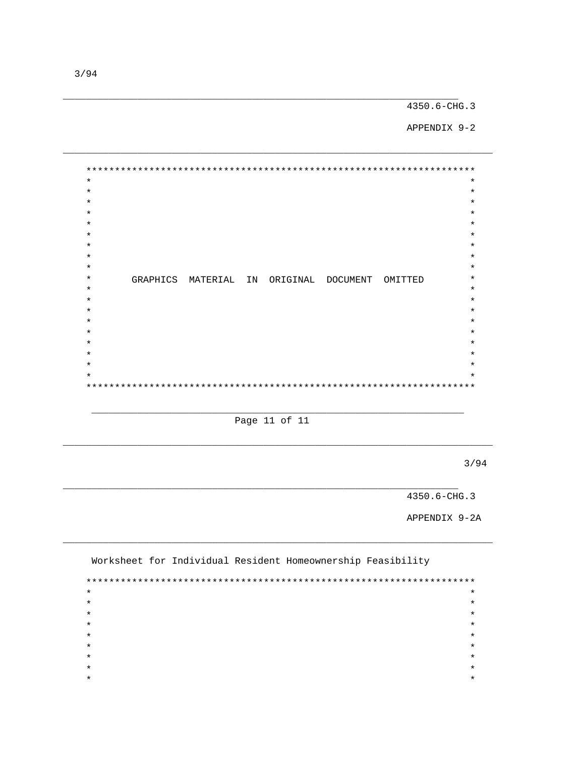```
*********************************************************************
*                                                                   *
*                                                                   *
*                                                                   *
*                                                                   *
*                                                                   *
*                                                                   *
*                                                                   *
*                                                                   *
*                                                                   *
*       GRAPHICS  MATERIAL  IN  ORIGINAL  DOCUMENT  OMITTED         *
*                                                                   *
*                                                                   *
*                                                                   *
*                                                                   *
*                                                                   *
*                                                                   *
*                                                                   *
*                                                                   *
*                                                                   *
*********************************************************************
```

APPENDIX 9-2A

Worksheet for Individual Resident Homeownership Feasibility

```
*********************************************************************
*                                                                   *
*                                                                   *
*                                                                   *
*                                                                   *
*                                                                   *
*                                                                   *
*                                                                   *
*                                                                   *
*                                                                   *
```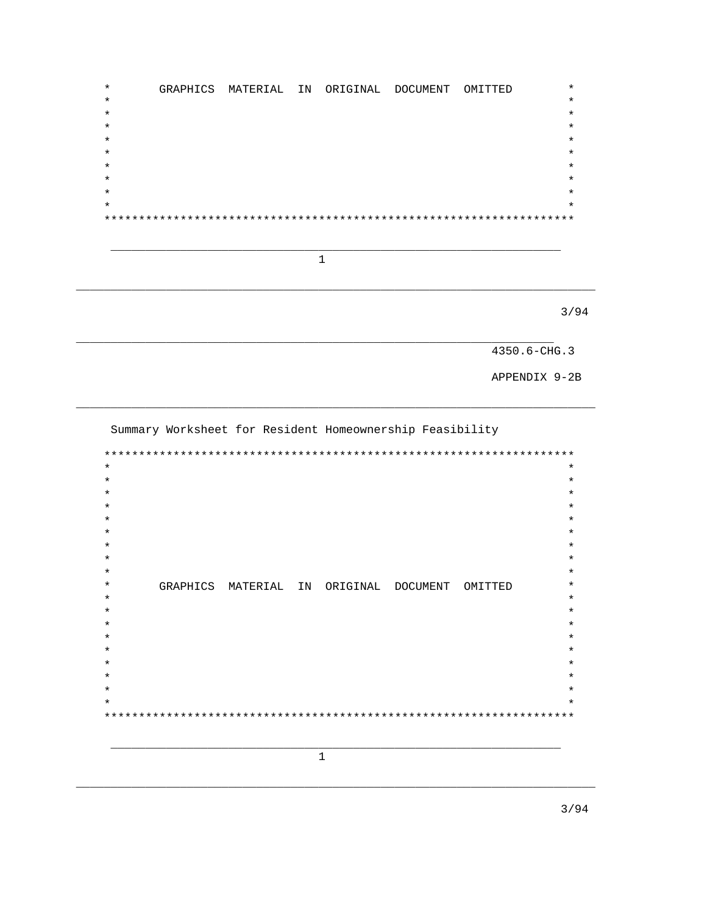GRAPHICS MATERIAL IN ORIGINAL DOCUMENT OMITTED

4350.6-CHG.3

APPENDIX 9-2B

Summary Worksheet for Resident Homeownership Feasibility

GRAPHICS MATERIAL IN ORIGINAL DOCUMENT OMITTED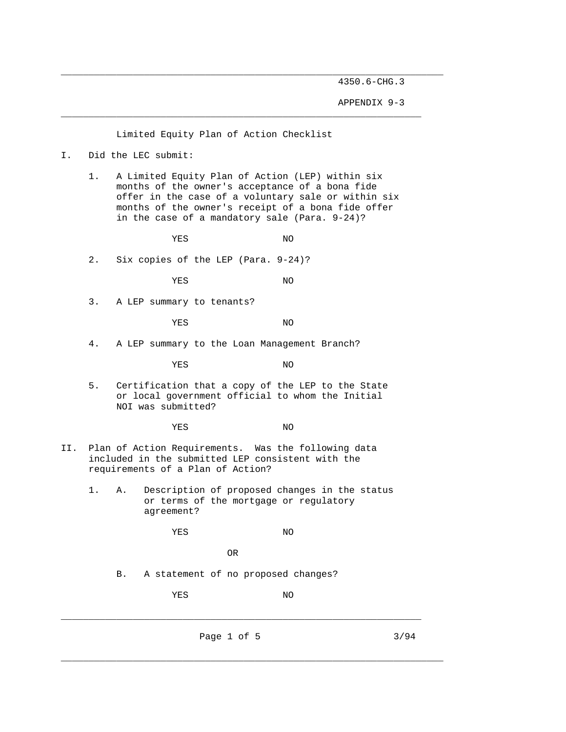## Limited Equity Plan of Action Checklist

I. Did the LEC submit:

1. A Limited Equity Plan of Action (LEP) within six months of the owner's acceptance of a bona fide offer in the case of a voluntary sale or within six months of the owner's receipt of a bona fide offer in the case of a mandatory sale (Para. 9-24)?

   YES NO

2. Six copies of the LEP (Para. 9-24)?

   YES NO

3. A LEP summary to tenants?

   YES NO

4. A LEP summary to the Loan Management Branch?

   YES NO

5. Certification that a copy of the LEP to the State or local government official to whom the Initial NOI was submitted?

   YES NO

II. Plan of Action Requirements. Was the following data included in the submitted LEP consistent with the requirements of a Plan of Action?

1. A. Description of proposed changes in the status or terms of the mortgage or regulatory agreement?

   YES NO

   OR

   B. A statement of no proposed changes?

   YES NO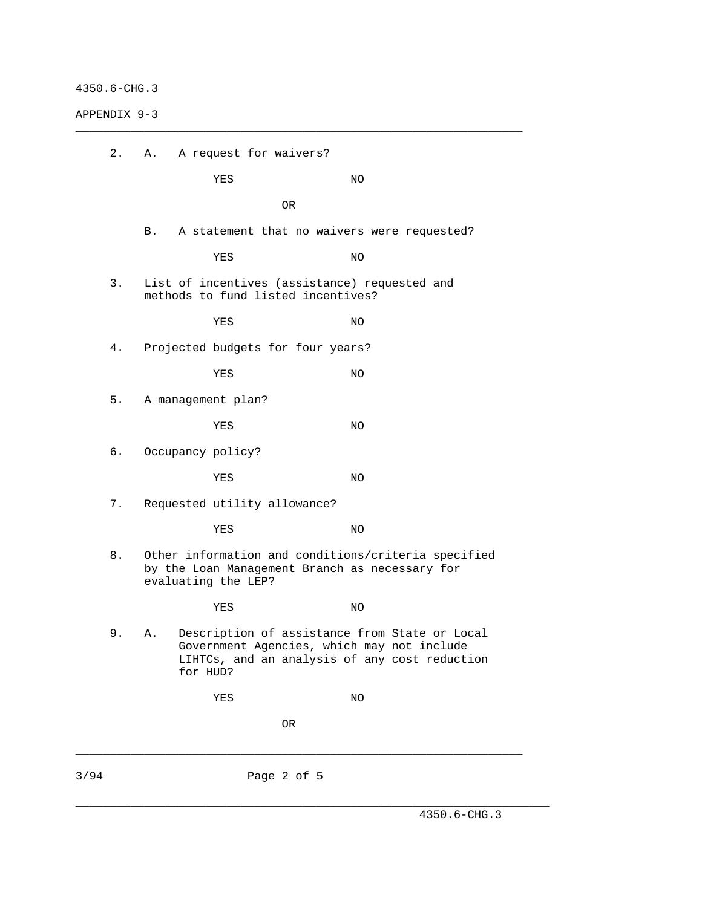2. A. A request for waivers?

   YES NO

   OR

   B. A statement that no waivers were requested?

   YES NO

3. List of incentives (assistance) requested and methods to fund listed incentives?

   YES NO

4. Projected budgets for four years?

   YES NO

5. A management plan?

   YES NO

6. Occupancy policy?

   YES NO

7. Requested utility allowance?

   YES NO

8. Other information and conditions/criteria specified by the Loan Management Branch as necessary for evaluating the LEP?

   YES NO

9. A. Description of assistance from State or Local Government Agencies, which may not include LIHTCs, and an analysis of any cost reduction for HUD?

   YES NO

   OR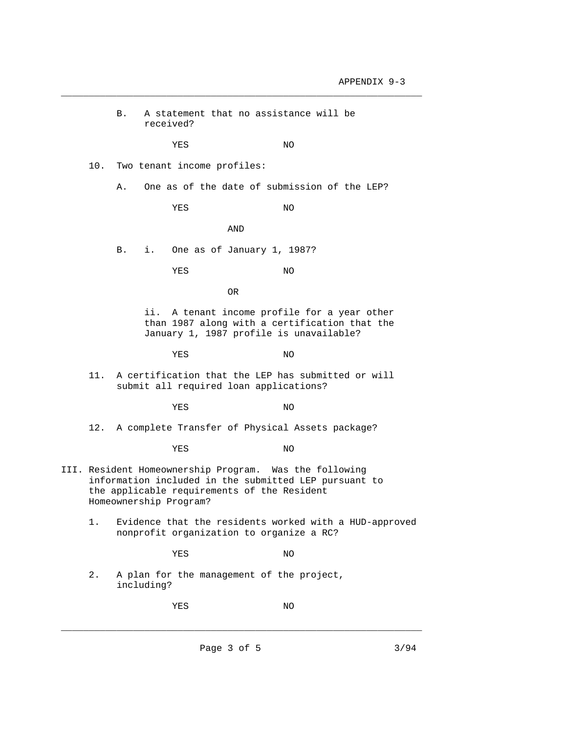B. A statement that no assistance will be received?

YES NO

10. Two tenant income profiles:

A. One as of the date of submission of the LEP?

YES NO

AND

B. i. One as of January 1, 1987?

YES NO

OR

ii. A tenant income profile for a year other than 1987 along with a certification that the January 1, 1987 profile is unavailable?

YES NO

11. A certification that the LEP has submitted or will submit all required loan applications?

YES NO

12. A complete Transfer of Physical Assets package?

YES NO

III. Resident Homeownership Program. Was the following information included in the submitted LEP pursuant to the applicable requirements of the Resident Homeownership Program?

1. Evidence that the residents worked with a HUD-approved nonprofit organization to organize a RC?

YES NO

2. A plan for the management of the project, including?

YES NO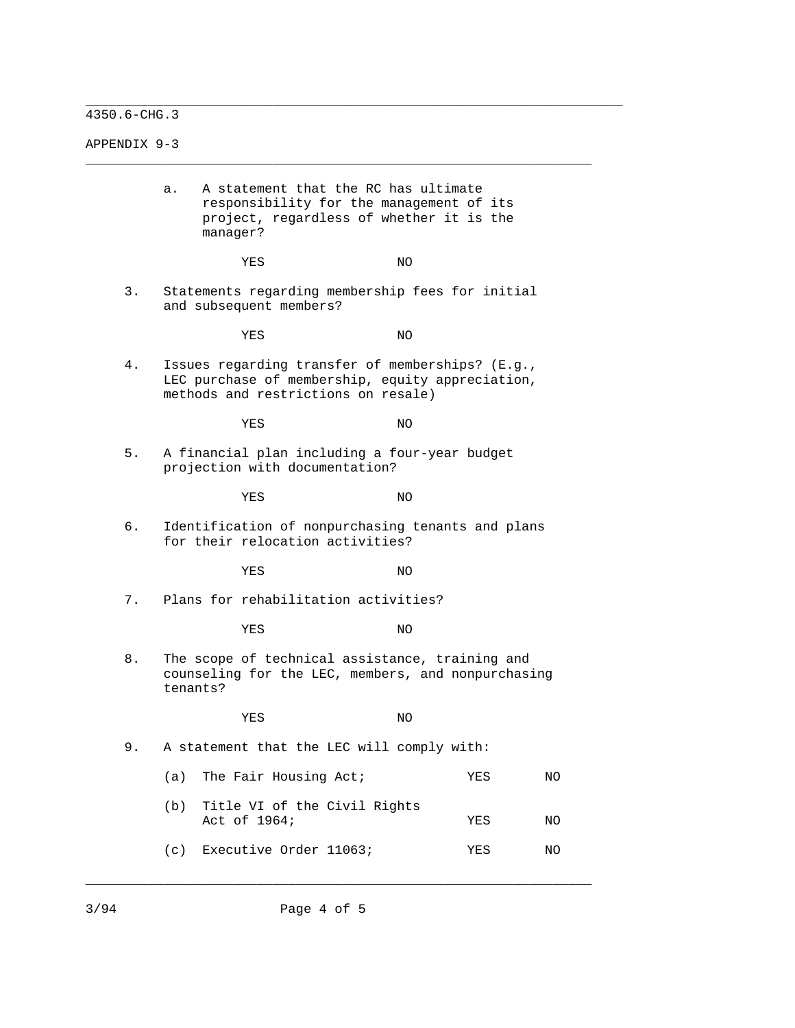a. A statement that the RC has ultimate responsibility for the management of its project, regardless of whether it is the manager?

YES NO

3. Statements regarding membership fees for initial and subsequent members?

YES NO

4. Issues regarding transfer of memberships? (E.g., LEC purchase of membership, equity appreciation, methods and restrictions on resale)

YES NO

5. A financial plan including a four-year budget projection with documentation?

YES NO

6. Identification of nonpurchasing tenants and plans for their relocation activities?

YES NO

7. Plans for rehabilitation activities?

YES NO

8. The scope of technical assistance, training and counseling for the LEC, members, and nonpurchasing tenants?

YES NO

9. A statement that the LEC will comply with:

| | | | |
|---|---|---|---|
| (a) | The Fair Housing Act; | YES | NO |
| (b) | Title VI of the Civil Rights Act of 1964; | YES | NO |
| (c) | Executive Order 11063; | YES | NO |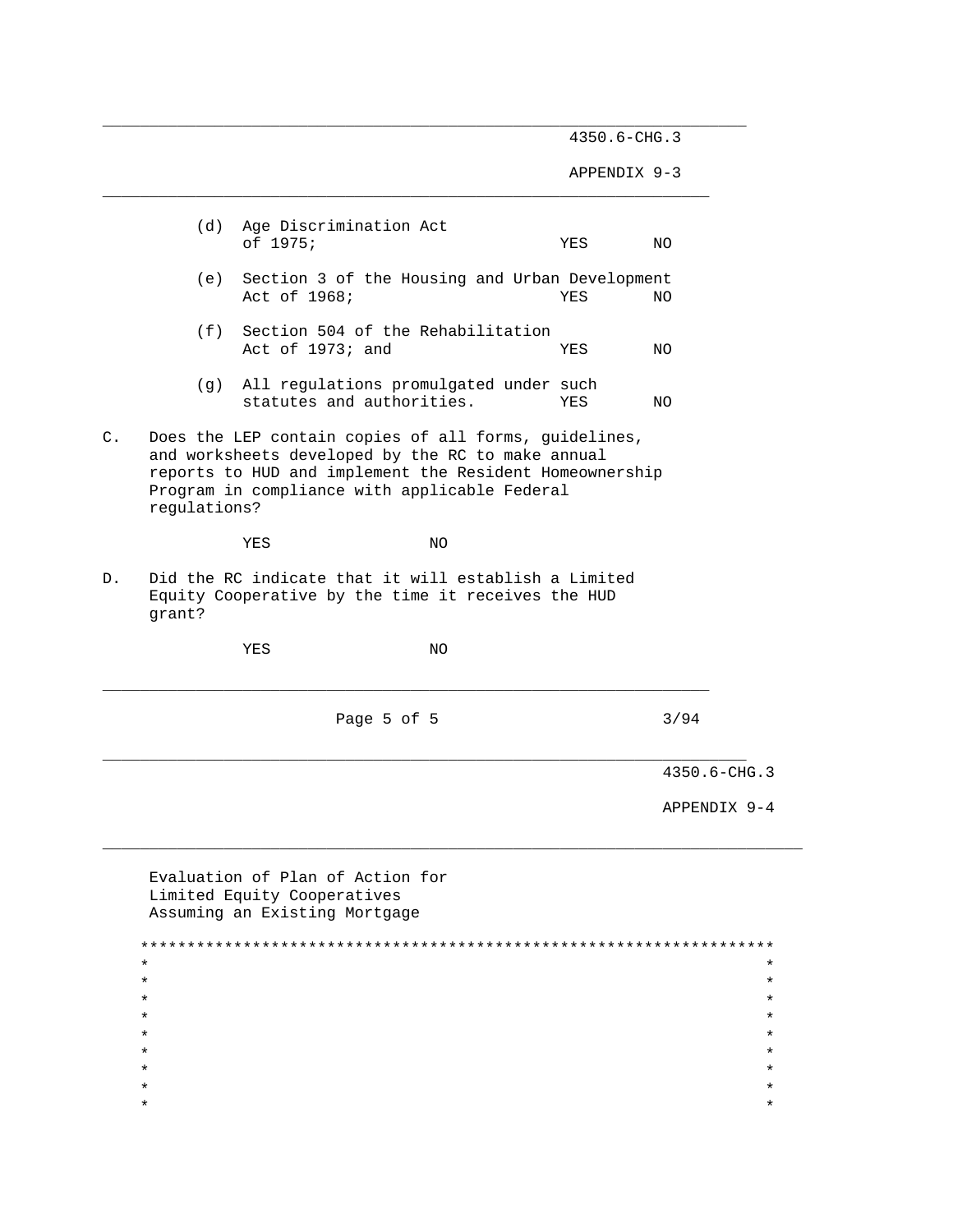(d) Age Discrimination Act of 1975; YES NO

(e) Section 3 of the Housing and Urban Development Act of 1968; YES NO

(f) Section 504 of the Rehabilitation Act of 1973; and YES NO

(g) All regulations promulgated under such statutes and authorities. YES NO

C. Does the LEP contain copies of all forms, guidelines, and worksheets developed by the RC to make annual reports to HUD and implement the Resident Homeownership Program in compliance with applicable Federal regulations?

YES NO

D. Did the RC indicate that it will establish a Limited Equity Cooperative by the time it receives the HUD grant?

YES NO

4350.6-CHG.3

APPENDIX 9-4

Evaluation of Plan of Action for Limited Equity Cooperatives Assuming an Existing Mortgage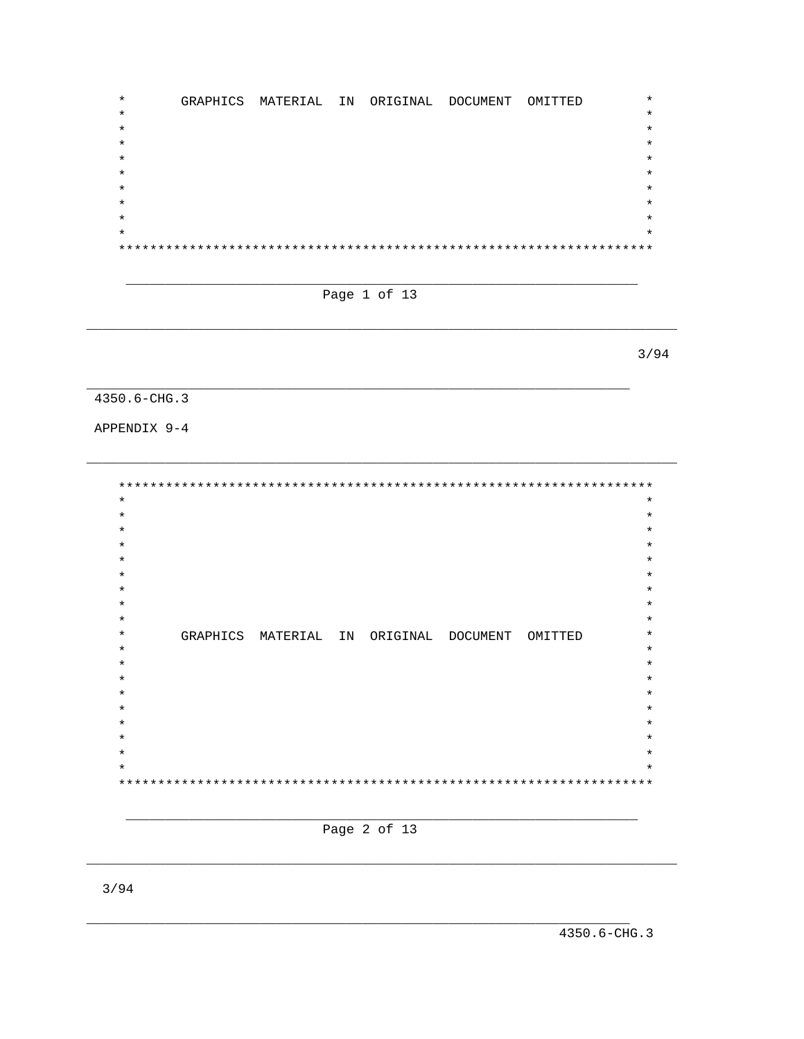GRAPHICS MATERIAL IN ORIGINAL DOCUMENT OMITTED

APPENDIX 9-4

GRAPHICS MATERIAL IN ORIGINAL DOCUMENT OMITTED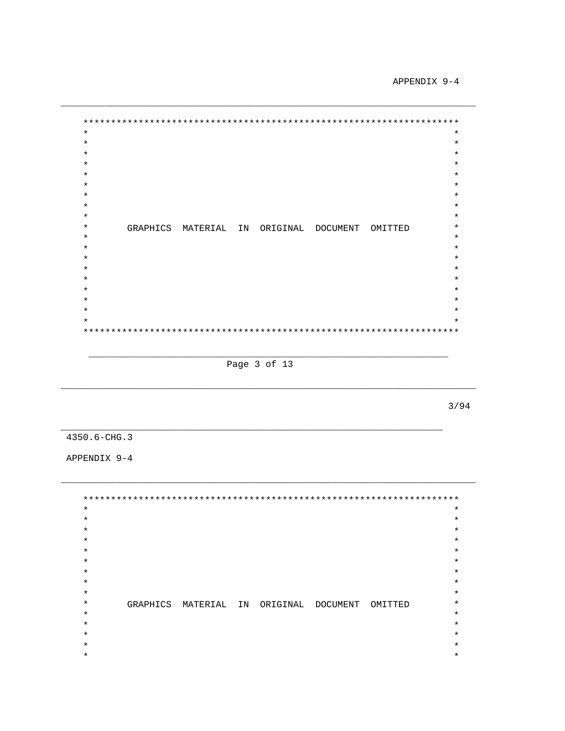GRAPHICS MATERIAL IN ORIGINAL DOCUMENT OMITTED

GRAPHICS MATERIAL IN ORIGINAL DOCUMENT OMITTED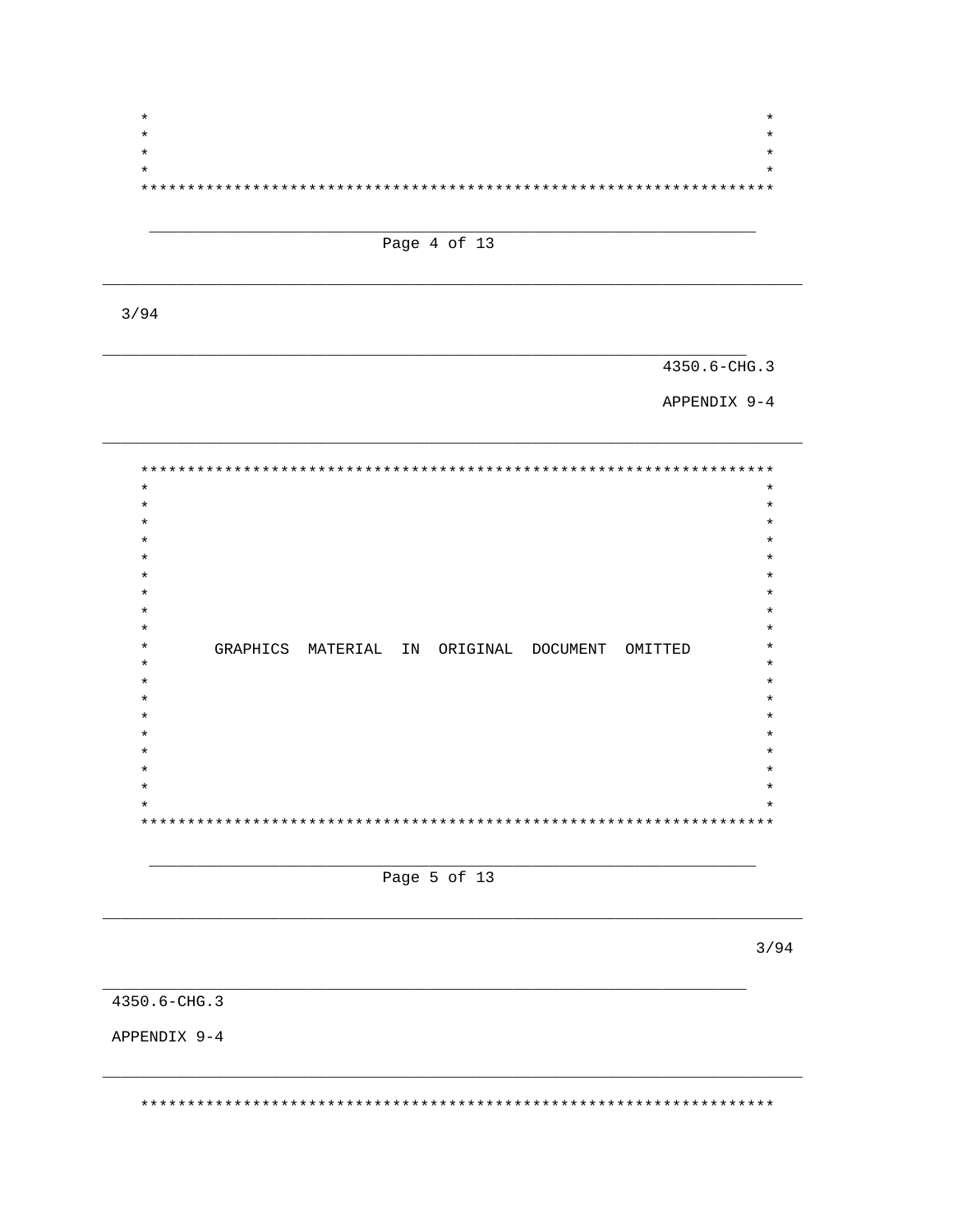GRAPHICS MATERIAL IN ORIGINAL DOCUMENT OMITTED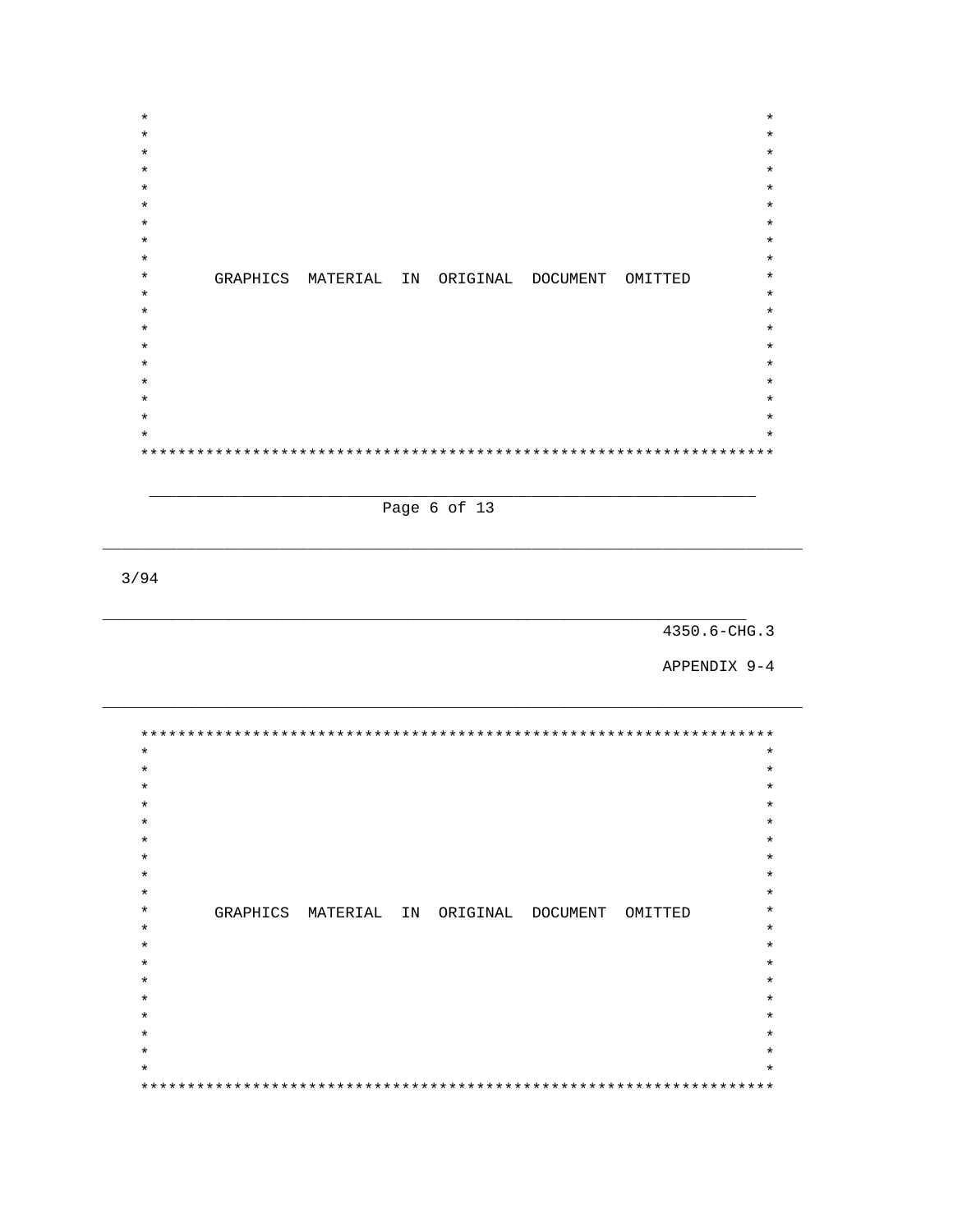GRAPHICS MATERIAL IN ORIGINAL DOCUMENT OMITTED

GRAPHICS MATERIAL IN ORIGINAL DOCUMENT OMITTED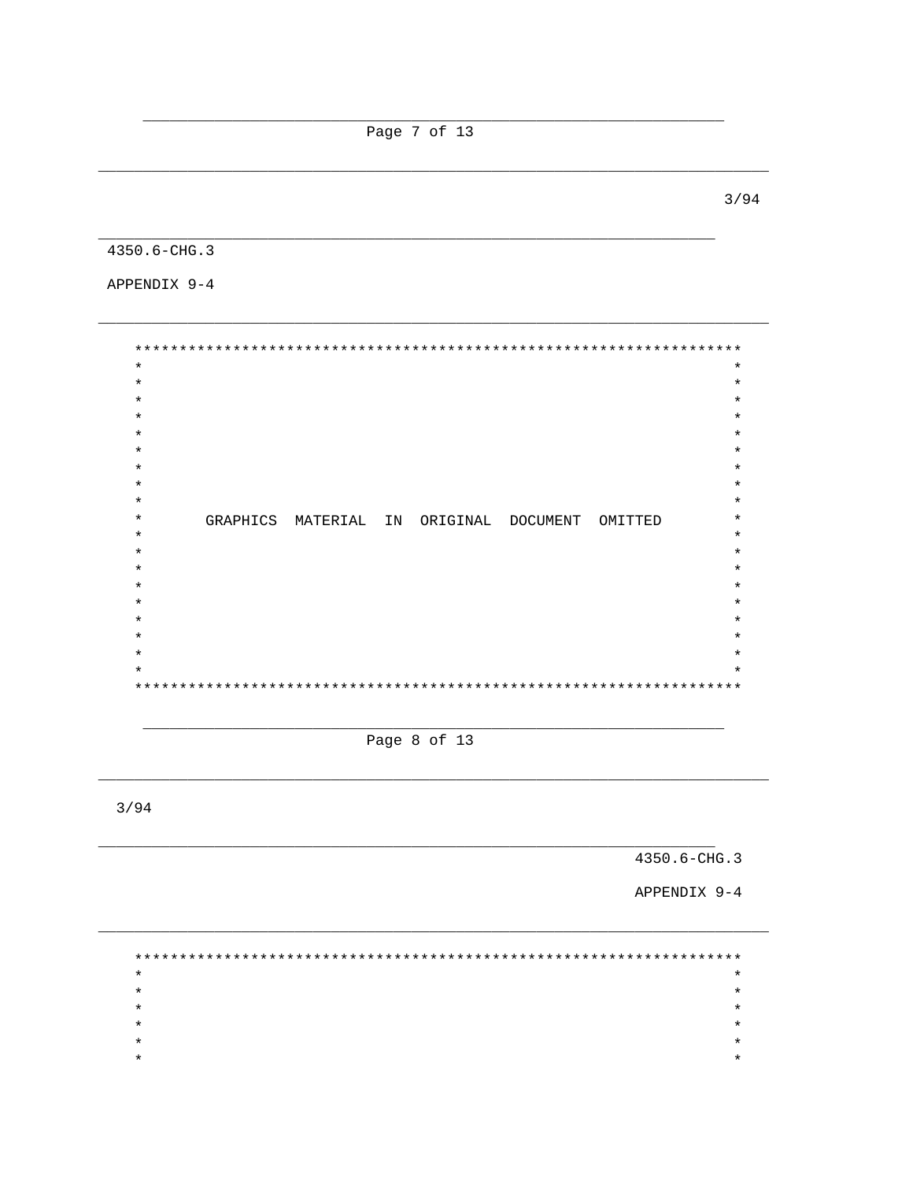GRAPHICS MATERIAL IN ORIGINAL DOCUMENT OMITTED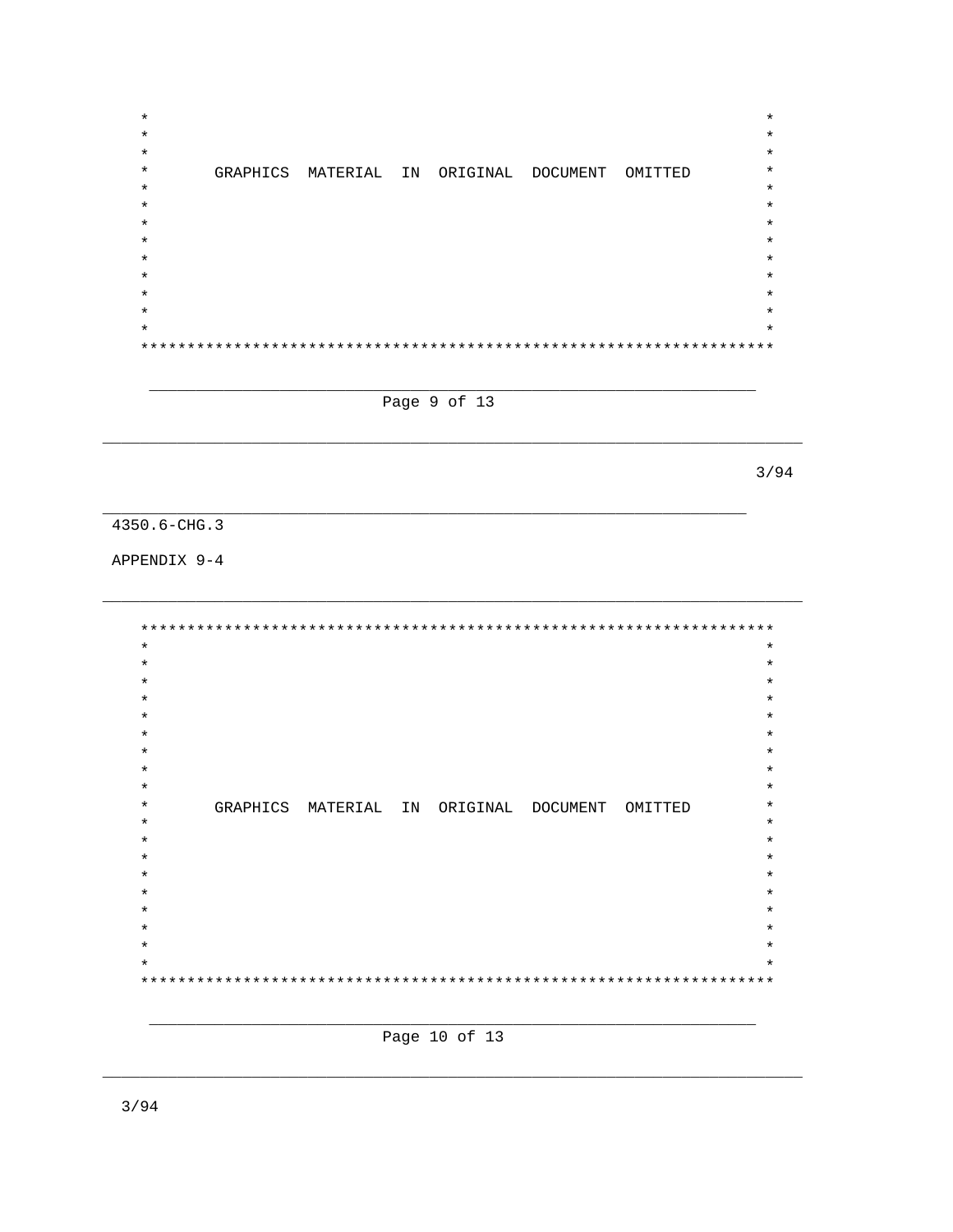GRAPHICS MATERIAL IN ORIGINAL DOCUMENT OMITTED

4350.6-CHG.3

APPENDIX 9-4

GRAPHICS MATERIAL IN ORIGINAL DOCUMENT OMITTED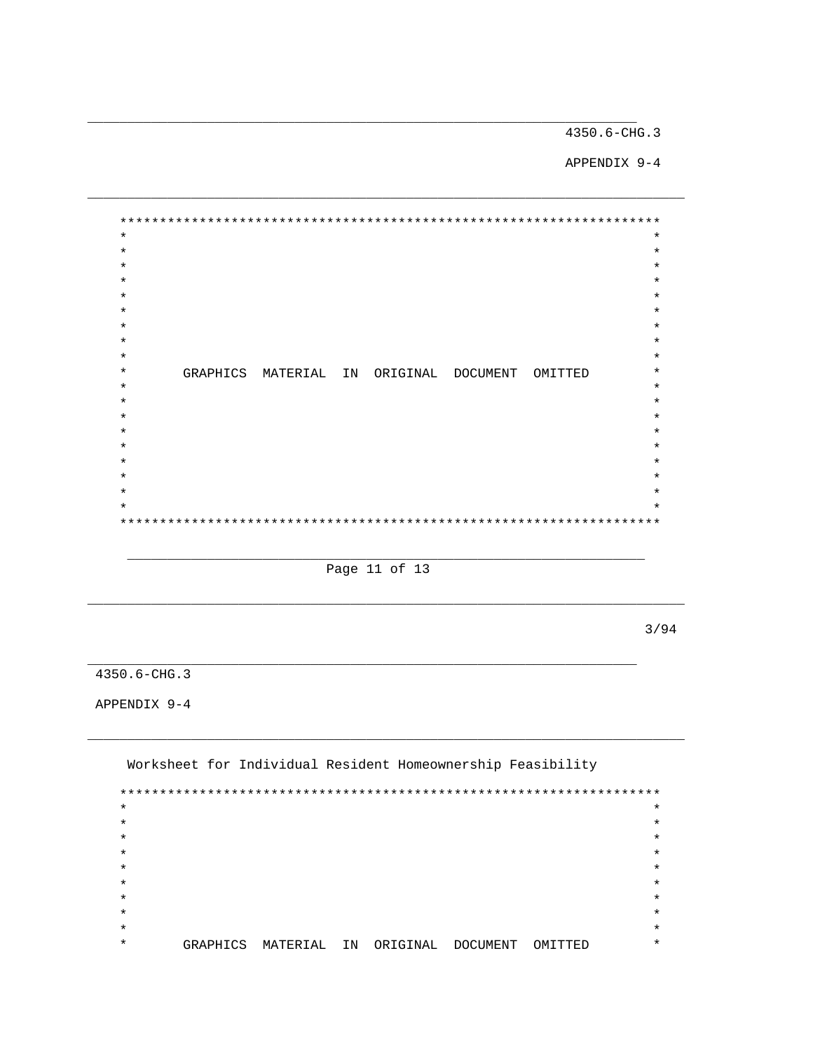GRAPHICS MATERIAL IN ORIGINAL DOCUMENT OMITTED

Worksheet for Individual Resident Homeownership Feasibility

GRAPHICS MATERIAL IN ORIGINAL DOCUMENT OMITTED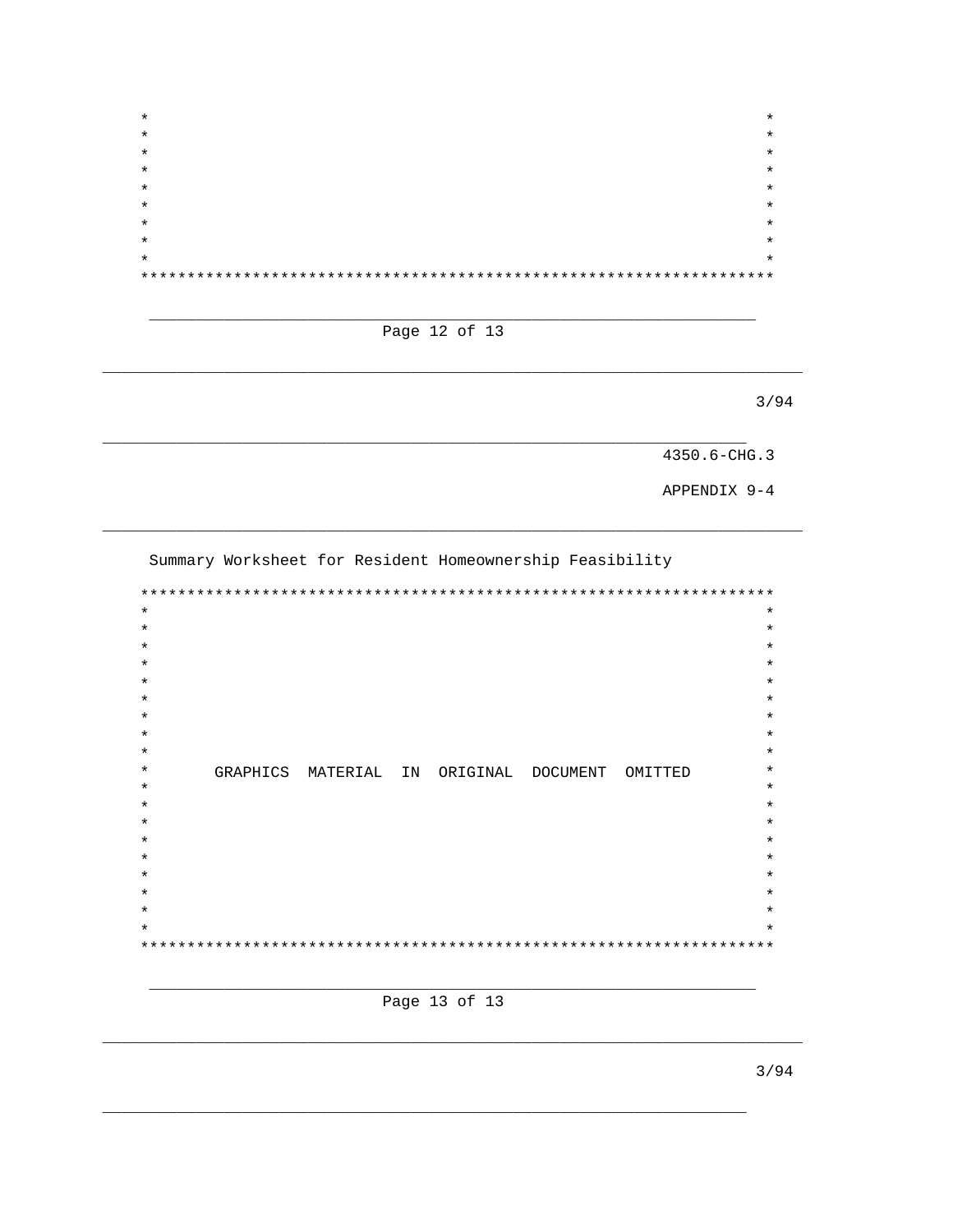Summary Worksheet for Resident Homeownership Feasibility

GRAPHICS MATERIAL IN ORIGINAL DOCUMENT OMITTED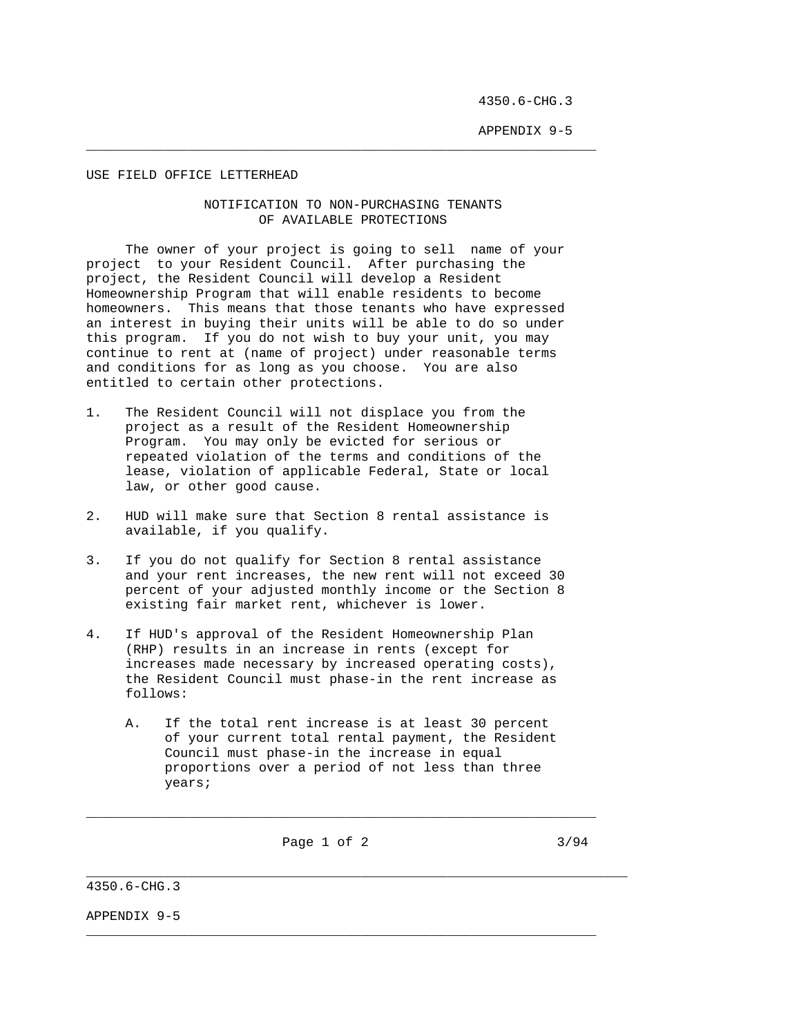USE FIELD OFFICE LETTERHEAD

## NOTIFICATION TO NON-PURCHASING TENANTS OF AVAILABLE PROTECTIONS

The owner of your project is going to sell name of your project to your Resident Council. After purchasing the project, the Resident Council will develop a Resident Homeownership Program that will enable residents to become homeowners. This means that those tenants who have expressed an interest in buying their units will be able to do so under this program. If you do not wish to buy your unit, you may continue to rent at (name of project) under reasonable terms and conditions for as long as you choose. You are also entitled to certain other protections.

1. The Resident Council will not displace you from the project as a result of the Resident Homeownership Program. You may only be evicted for serious or repeated violation of the terms and conditions of the lease, violation of applicable Federal, State or local law, or other good cause.

2. HUD will make sure that Section 8 rental assistance is available, if you qualify.

3. If you do not qualify for Section 8 rental assistance and your rent increases, the new rent will not exceed 30 percent of your adjusted monthly income or the Section 8 existing fair market rent, whichever is lower.

4. If HUD's approval of the Resident Homeownership Plan (RHP) results in an increase in rents (except for increases made necessary by increased operating costs), the Resident Council must phase-in the rent increase as follows:

   A. If the total rent increase is at least 30 percent of your current total rental payment, the Resident Council must phase-in the increase in equal proportions over a period of not less than three years;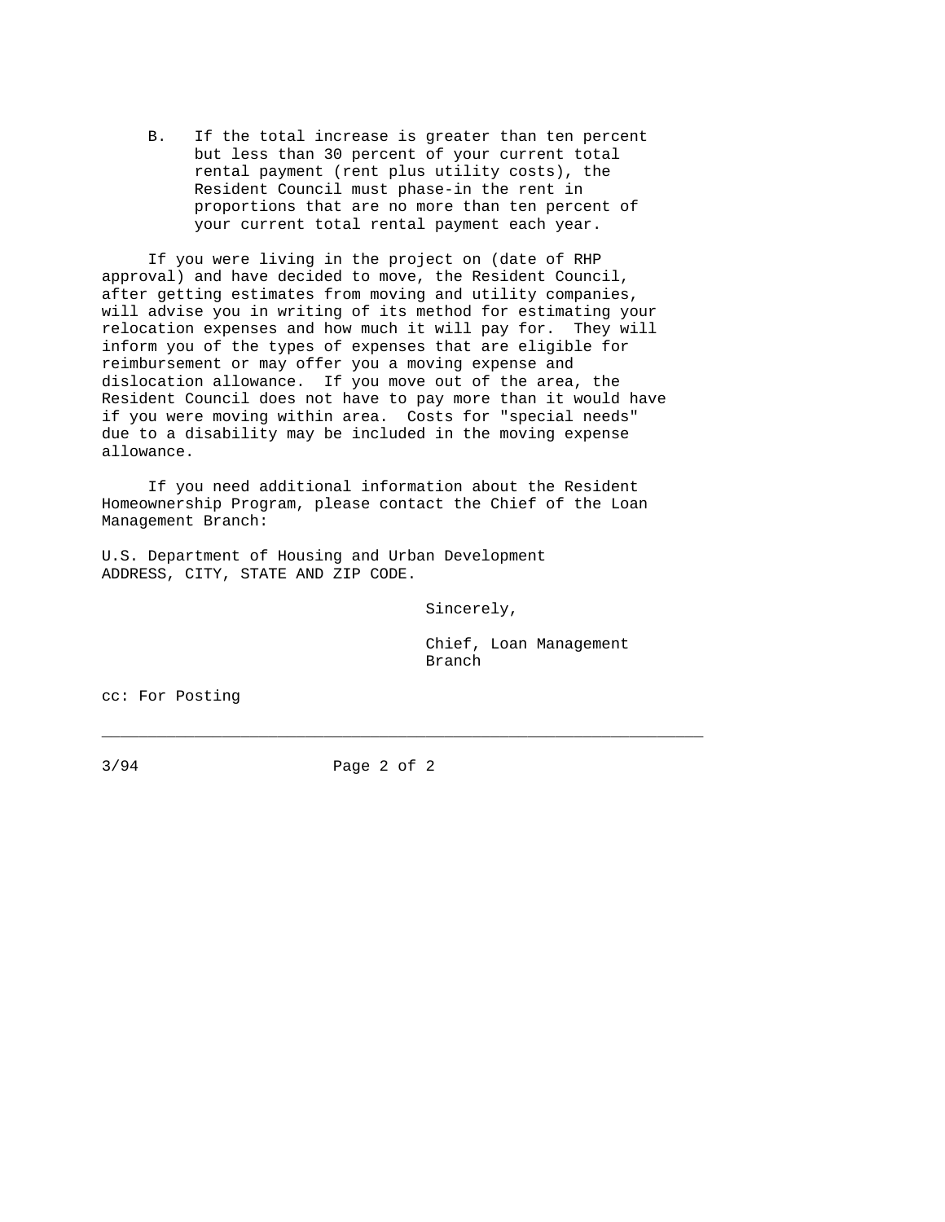B. If the total increase is greater than ten percent but less than 30 percent of your current total rental payment (rent plus utility costs), the Resident Council must phase-in the rent in proportions that are no more than ten percent of your current total rental payment each year.

If you were living in the project on (date of RHP approval) and have decided to move, the Resident Council, after getting estimates from moving and utility companies, will advise you in writing of its method for estimating your relocation expenses and how much it will pay for. They will inform you of the types of expenses that are eligible for reimbursement or may offer you a moving expense and dislocation allowance. If you move out of the area, the Resident Council does not have to pay more than it would have if you were moving within area. Costs for "special needs" due to a disability may be included in the moving expense allowance.

If you need additional information about the Resident Homeownership Program, please contact the Chief of the Loan Management Branch:

U.S. Department of Housing and Urban Development
ADDRESS, CITY, STATE AND ZIP CODE.

Sincerely,

Chief, Loan Management Branch

cc: For Posting

3/94